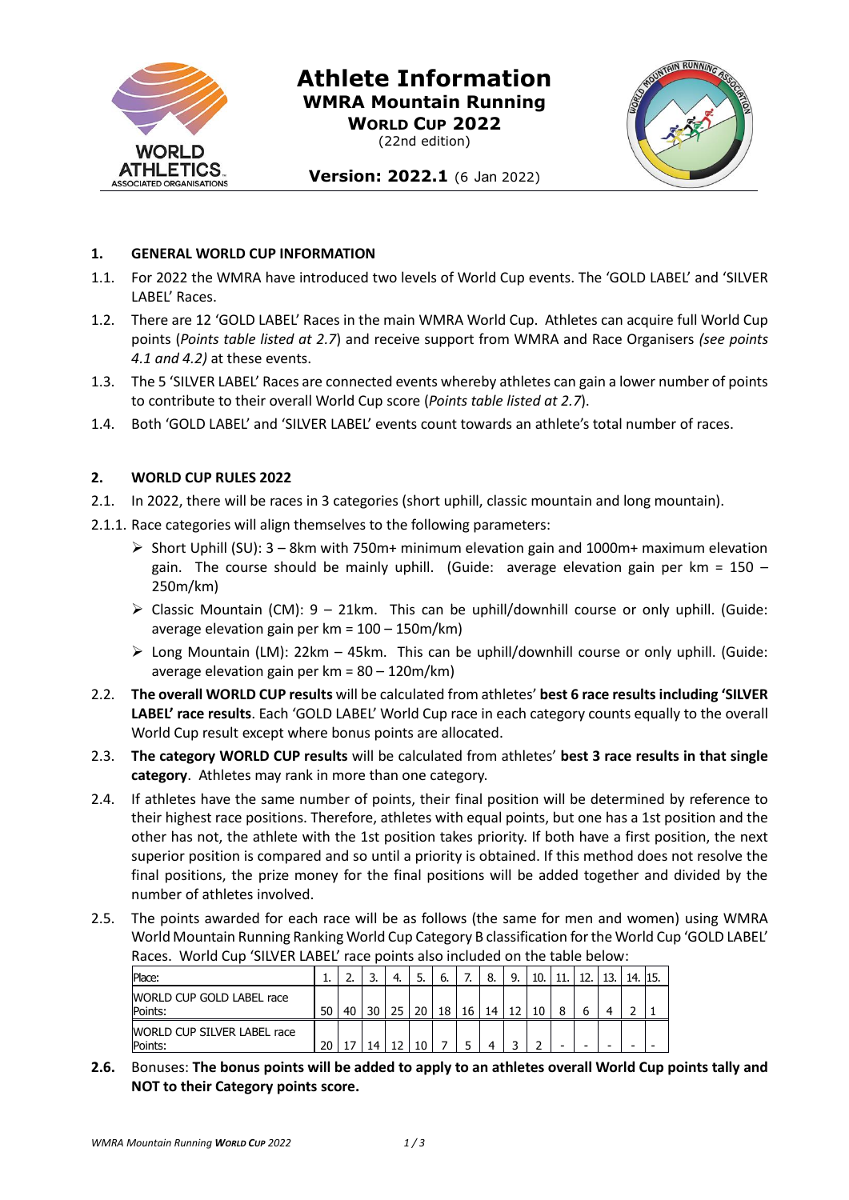# Athlete Information

## WMRA Mountain Running

## WORLD CUP 2022

(22nd edition)

**Version: 2022.1** (6 Jan 2022)

### 1. GENERAL WORLD CUP INFORMATION

1.1. For 2022 the WMRA have introduced two levels of World Cup events. The 'GOLD LABEL' and 'SILVER LABEL' Races.

1.2. There are 12 'GOLD LABEL' Races in the main WMRA World Cup. Athletes can acquire full World Cup points (*Points table listed at 2.7*) and receive support from WMRA and Race Organisers *(see points 4.1 and 4.2)* at these events.

1.3. The 5 'SILVER LABEL' Races are connected events whereby athletes can gain a lower number of points to contribute to their overall World Cup score (*Points table listed at 2.7*).

1.4. Both 'GOLD LABEL' and 'SILVER LABEL' events count towards an athlete's total number of races.

### 2. WORLD CUP RULES 2022

2.1. In 2022, there will be races in 3 categories (short uphill, classic mountain and long mountain).

2.1.1. Race categories will align themselves to the following parameters:

- Short Uphill (SU): 3 – 8km with 750m+ minimum elevation gain and 1000m+ maximum elevation gain. The course should be mainly uphill. (Guide: average elevation gain per km = 150 – 250m/km)
- Classic Mountain (CM): 9 – 21km. This can be uphill/downhill course or only uphill. (Guide: average elevation gain per km = 100 – 150m/km)
- Long Mountain (LM): 22km – 45km. This can be uphill/downhill course or only uphill. (Guide: average elevation gain per km = 80 – 120m/km)

2.2. **The overall WORLD CUP results** will be calculated from athletes' **best 6 race results including 'SILVER LABEL' race results**. Each 'GOLD LABEL' World Cup race in each category counts equally to the overall World Cup result except where bonus points are allocated.

2.3. **The category WORLD CUP results** will be calculated from athletes' **best 3 race results in that single category**. Athletes may rank in more than one category.

2.4. If athletes have the same number of points, their final position will be determined by reference to their highest race positions. Therefore, athletes with equal points, but one has a 1st position and the other has not, the athlete with the 1st position takes priority. If both have a first position, the next superior position is compared and so until a priority is obtained. If this method does not resolve the final positions, the prize money for the final positions will be added together and divided by the number of athletes involved.

2.5. The points awarded for each race will be as follows (the same for men and women) using WMRA World Mountain Running Ranking World Cup Category B classification for the World Cup 'GOLD LABEL' Races. World Cup 'SILVER LABEL' race points also included on the table below:

| Place: | 1. | 2. | 3. | 4. | 5. | 6. | 7. | 8. | 9. | 10. | 11. | 12. | 13. | 14. | 15. |
|---|---|---|---|---|---|---|---|---|---|---|---|---|---|---|---|
| WORLD CUP GOLD LABEL race Points: | 50 | 40 | 30 | 25 | 20 | 18 | 16 | 14 | 12 | 10 | 8 | 6 | 4 | 2 | 1 |
| WORLD CUP SILVER LABEL race Points: | 20 | 17 | 14 | 12 | 10 | 7 | 5 | 4 | 3 | 2 | - | - | - | - | - |

**2.6.** Bonuses: **The bonus points will be added to apply to an athletes overall World Cup points tally and NOT to their Category points score.**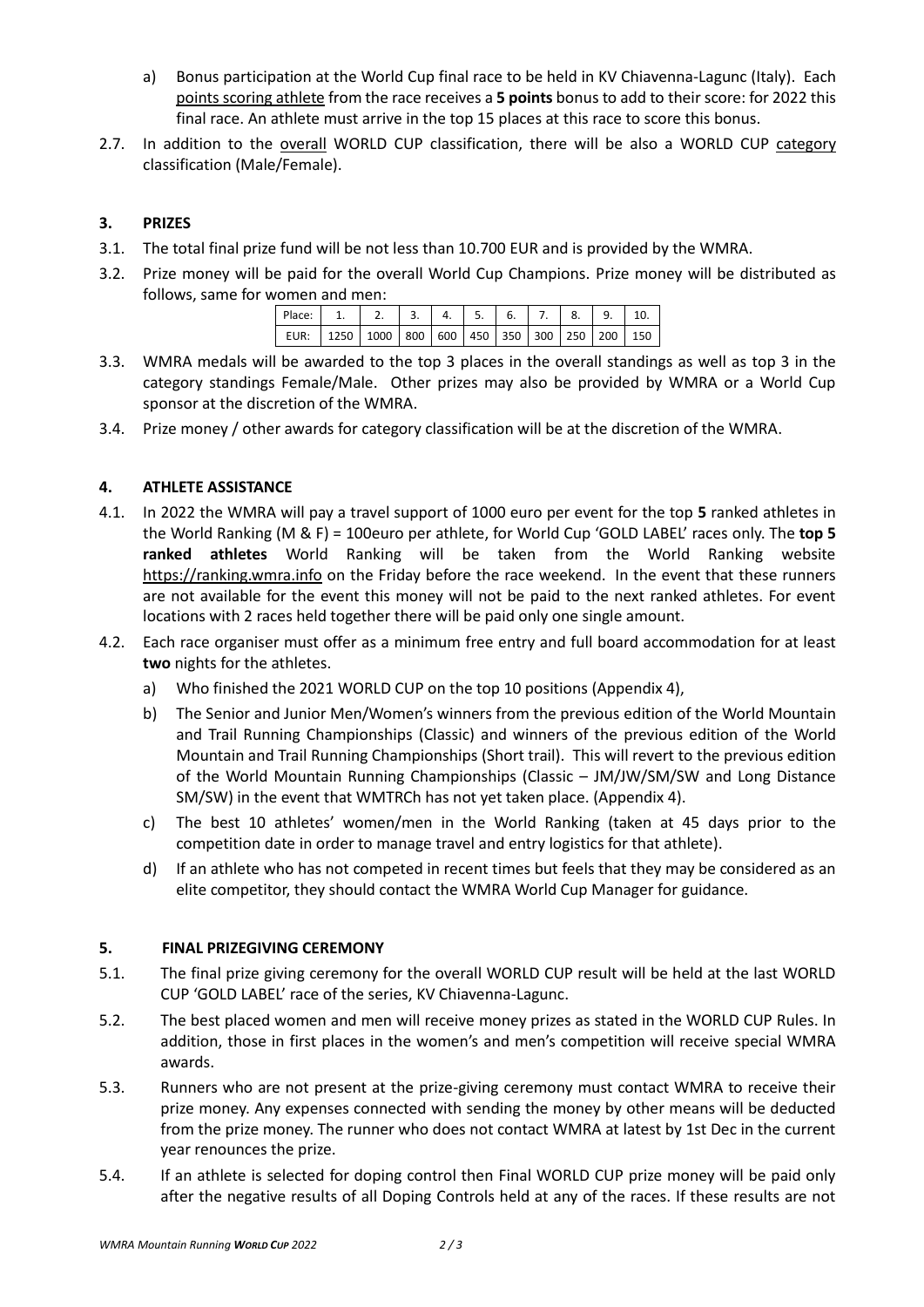a) Bonus participation at the World Cup final race to be held in KV Chiavenna-Lagunc (Italy). Each points scoring athlete from the race receives a **5 points** bonus to add to their score: for 2022 this final race. An athlete must arrive in the top 15 places at this race to score this bonus.

2.7. In addition to the overall WORLD CUP classification, there will be also a WORLD CUP category classification (Male/Female).

## 3. PRIZES

3.1. The total final prize fund will be not less than 10.700 EUR and is provided by the WMRA.

3.2. Prize money will be paid for the overall World Cup Champions. Prize money will be distributed as follows, same for women and men:

| Place: | 1. | 2. | 3. | 4. | 5. | 6. | 7. | 8. | 9. | 10. |
|---|---|---|---|---|---|---|---|---|---|---|
| EUR: | 1250 | 1000 | 800 | 600 | 450 | 350 | 300 | 250 | 200 | 150 |

3.3. WMRA medals will be awarded to the top 3 places in the overall standings as well as top 3 in the category standings Female/Male. Other prizes may also be provided by WMRA or a World Cup sponsor at the discretion of the WMRA.

3.4. Prize money / other awards for category classification will be at the discretion of the WMRA.

## 4. ATHLETE ASSISTANCE

4.1. In 2022 the WMRA will pay a travel support of 1000 euro per event for the top **5** ranked athletes in the World Ranking (M & F) = 100euro per athlete, for World Cup 'GOLD LABEL' races only. The **top 5 ranked athletes** World Ranking will be taken from the World Ranking website https://ranking.wmra.info on the Friday before the race weekend. In the event that these runners are not available for the event this money will not be paid to the next ranked athletes. For event locations with 2 races held together there will be paid only one single amount.

4.2. Each race organiser must offer as a minimum free entry and full board accommodation for at least **two** nights for the athletes.

a) Who finished the 2021 WORLD CUP on the top 10 positions (Appendix 4),

b) The Senior and Junior Men/Women's winners from the previous edition of the World Mountain and Trail Running Championships (Classic) and winners of the previous edition of the World Mountain and Trail Running Championships (Short trail). This will revert to the previous edition of the World Mountain Running Championships (Classic – JM/JW/SM/SW and Long Distance SM/SW) in the event that WMTRCh has not yet taken place. (Appendix 4).

c) The best 10 athletes' women/men in the World Ranking (taken at 45 days prior to the competition date in order to manage travel and entry logistics for that athlete).

d) If an athlete who has not competed in recent times but feels that they may be considered as an elite competitor, they should contact the WMRA World Cup Manager for guidance.

## 5. FINAL PRIZEGIVING CEREMONY

5.1. The final prize giving ceremony for the overall WORLD CUP result will be held at the last WORLD CUP 'GOLD LABEL' race of the series, KV Chiavenna-Lagunc.

5.2. The best placed women and men will receive money prizes as stated in the WORLD CUP Rules. In addition, those in first places in the women's and men's competition will receive special WMRA awards.

5.3. Runners who are not present at the prize-giving ceremony must contact WMRA to receive their prize money. Any expenses connected with sending the money by other means will be deducted from the prize money. The runner who does not contact WMRA at latest by 1st Dec in the current year renounces the prize.

5.4. If an athlete is selected for doping control then Final WORLD CUP prize money will be paid only after the negative results of all Doping Controls held at any of the races. If these results are not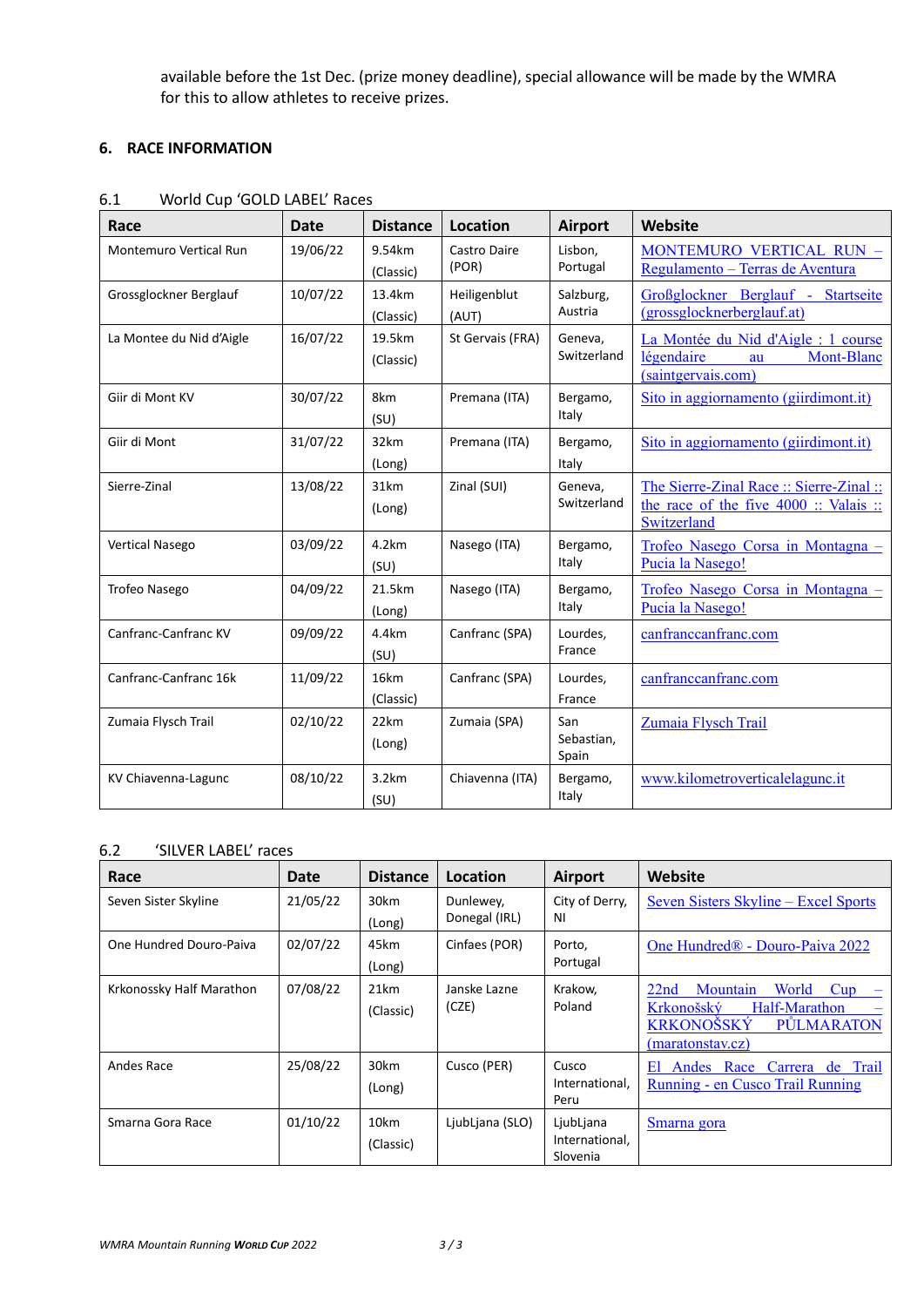available before the 1st Dec. (prize money deadline), special allowance will be made by the WMRA for this to allow athletes to receive prizes.

## 6. RACE INFORMATION

### 6.1 World Cup 'GOLD LABEL' Races

| Race | Date | Distance | Location | Airport | Website |
|---|---|---|---|---|---|
| Montemuro Vertical Run | 19/06/22 | 9.54km (Classic) | Castro Daire (POR) | Lisbon, Portugal | MONTEMURO VERTICAL RUN – Regulamento – Terras de Aventura |
| Grossglockner Berglauf | 10/07/22 | 13.4km (Classic) | Heiligenblut (AUT) | Salzburg, Austria | Großglockner Berglauf - Startseite (grossglocknerberglauf.at) |
| La Montee du Nid d'Aigle | 16/07/22 | 19.5km (Classic) | St Gervais (FRA) | Geneva, Switzerland | La Montée du Nid d'Aigle : 1 course légendaire au Mont-Blanc (saintgervais.com) |
| Giir di Mont KV | 30/07/22 | 8km (SU) | Premana (ITA) | Bergamo, Italy | Sito in aggiornamento (giirdimont.it) |
| Giir di Mont | 31/07/22 | 32km (Long) | Premana (ITA) | Bergamo, Italy | Sito in aggiornamento (giirdimont.it) |
| Sierre-Zinal | 13/08/22 | 31km (Long) | Zinal (SUI) | Geneva, Switzerland | The Sierre-Zinal Race :: Sierre-Zinal :: the race of the five 4000 :: Valais :: Switzerland |
| Vertical Nasego | 03/09/22 | 4.2km (SU) | Nasego (ITA) | Bergamo, Italy | Trofeo Nasego Corsa in Montagna – Pucia la Nasego! |
| Trofeo Nasego | 04/09/22 | 21.5km (Long) | Nasego (ITA) | Bergamo, Italy | Trofeo Nasego Corsa in Montagna – Pucia la Nasego! |
| Canfranc-Canfranc KV | 09/09/22 | 4.4km (SU) | Canfranc (SPA) | Lourdes, France | canfranccanfranc.com |
| Canfranc-Canfranc 16k | 11/09/22 | 16km (Classic) | Canfranc (SPA) | Lourdes, France | canfranccanfranc.com |
| Zumaia Flysch Trail | 02/10/22 | 22km (Long) | Zumaia (SPA) | San Sebastian, Spain | Zumaia Flysch Trail |
| KV Chiavenna-Lagunc | 08/10/22 | 3.2km (SU) | Chiavenna (ITA) | Bergamo, Italy | www.kilometroverticalelagunc.it |

### 6.2 'SILVER LABEL' races

| Race | Date | Distance | Location | Airport | Website |
|---|---|---|---|---|---|
| Seven Sister Skyline | 21/05/22 | 30km (Long) | Dunlewey, Donegal (IRL) | City of Derry, NI | Seven Sisters Skyline – Excel Sports |
| One Hundred Douro-Paiva | 02/07/22 | 45km (Long) | Cinfaes (POR) | Porto, Portugal | One Hundred® - Douro-Paiva 2022 |
| Krkonossky Half Marathon | 07/08/22 | 21km (Classic) | Janske Lazne (CZE) | Krakow, Poland | 22nd Mountain World Cup – Krkonošský Half-Marathon – KRKONOŠSKÝ PŮLMARATON (maratonstav.cz) |
| Andes Race | 25/08/22 | 30km (Long) | Cusco (PER) | Cusco International, Peru | El Andes Race Carrera de Trail Running - en Cusco Trail Running |
| Smarna Gora Race | 01/10/22 | 10km (Classic) | LjubLjana (SLO) | LjubLjana International, Slovenia | Smarna gora |